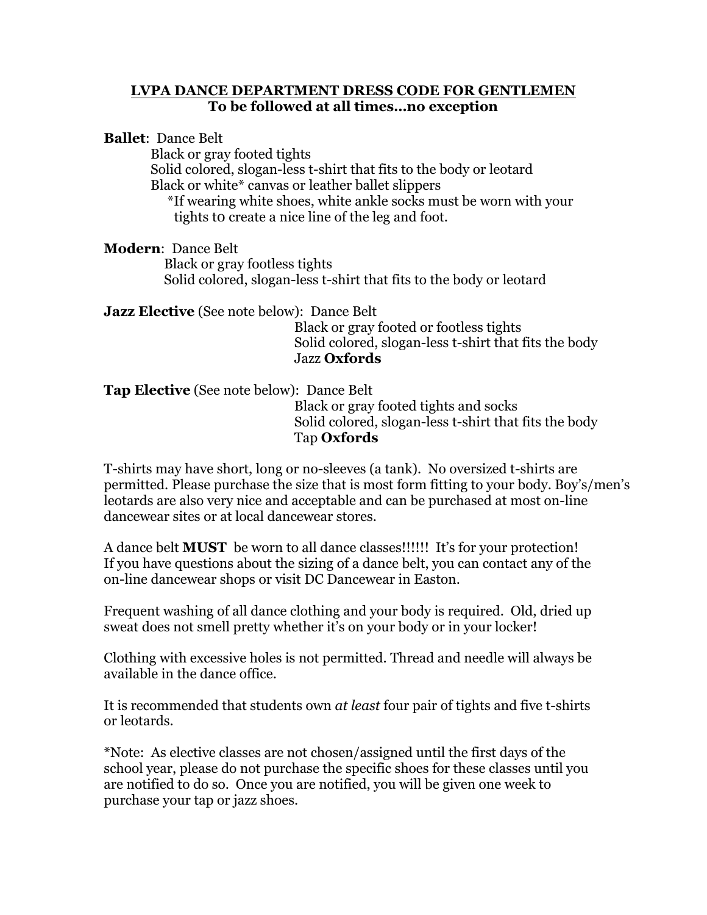# LVPA DANCE DEPARTMENT DRESS CODE FOR GENTLEMEN

**To be followed at all times…no exception**

**Ballet**: Dance Belt
Black or gray footed tights
Solid colored, slogan-less t-shirt that fits to the body or leotard
Black or white* canvas or leather ballet slippers
*If wearing white shoes, white ankle socks must be worn with your tights to create a nice line of the leg and foot.

**Modern**: Dance Belt
Black or gray footless tights
Solid colored, slogan-less t-shirt that fits to the body or leotard

**Jazz Elective** (See note below): Dance Belt
Black or gray footed or footless tights
Solid colored, slogan-less t-shirt that fits the body
Jazz **Oxfords**

**Tap Elective** (See note below): Dance Belt
Black or gray footed tights and socks
Solid colored, slogan-less t-shirt that fits the body
Tap **Oxfords**

T-shirts may have short, long or no-sleeves (a tank). No oversized t-shirts are permitted. Please purchase the size that is most form fitting to your body. Boy's/men's leotards are also very nice and acceptable and can be purchased at most on-line dancewear sites or at local dancewear stores.

A dance belt **MUST** be worn to all dance classes!!!!!! It's for your protection! If you have questions about the sizing of a dance belt, you can contact any of the on-line dancewear shops or visit DC Dancewear in Easton.

Frequent washing of all dance clothing and your body is required. Old, dried up sweat does not smell pretty whether it's on your body or in your locker!

Clothing with excessive holes is not permitted. Thread and needle will always be available in the dance office.

It is recommended that students own *at least* four pair of tights and five t-shirts or leotards.

*Note: As elective classes are not chosen/assigned until the first days of the school year, please do not purchase the specific shoes for these classes until you are notified to do so. Once you are notified, you will be given one week to purchase your tap or jazz shoes.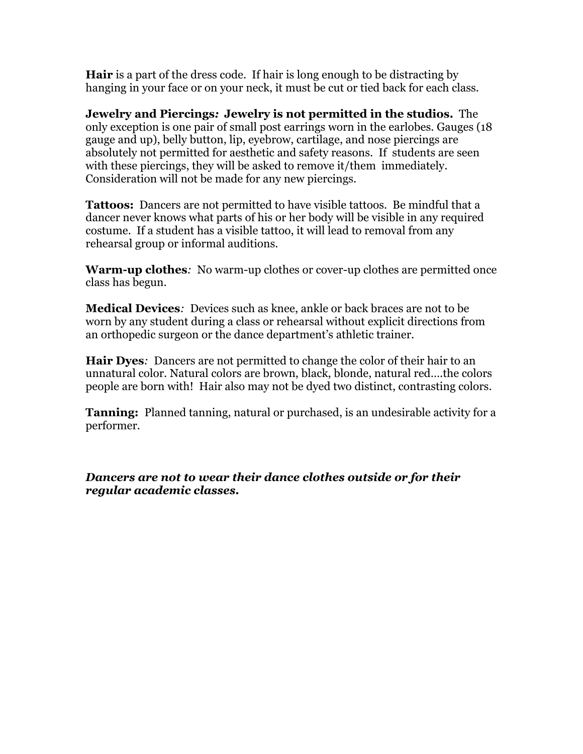**Hair** is a part of the dress code. If hair is long enough to be distracting by hanging in your face or on your neck, it must be cut or tied back for each class.

**Jewelry and Piercings*:* Jewelry is not permitted in the studios.** The only exception is one pair of small post earrings worn in the earlobes. Gauges (18 gauge and up), belly button, lip, eyebrow, cartilage, and nose piercings are absolutely not permitted for aesthetic and safety reasons. If students are seen with these piercings, they will be asked to remove it/them immediately. Consideration will not be made for any new piercings.

**Tattoos:** Dancers are not permitted to have visible tattoos. Be mindful that a dancer never knows what parts of his or her body will be visible in any required costume. If a student has a visible tattoo, it will lead to removal from any rehearsal group or informal auditions.

**Warm-up clothes***:* No warm-up clothes or cover-up clothes are permitted once class has begun.

**Medical Devices***:* Devices such as knee, ankle or back braces are not to be worn by any student during a class or rehearsal without explicit directions from an orthopedic surgeon or the dance department's athletic trainer.

**Hair Dyes***:* Dancers are not permitted to change the color of their hair to an unnatural color. Natural colors are brown, black, blonde, natural red….the colors people are born with! Hair also may not be dyed two distinct, contrasting colors.

**Tanning:** Planned tanning, natural or purchased, is an undesirable activity for a performer.

***Dancers are not to wear their dance clothes outside or for their regular academic classes.***